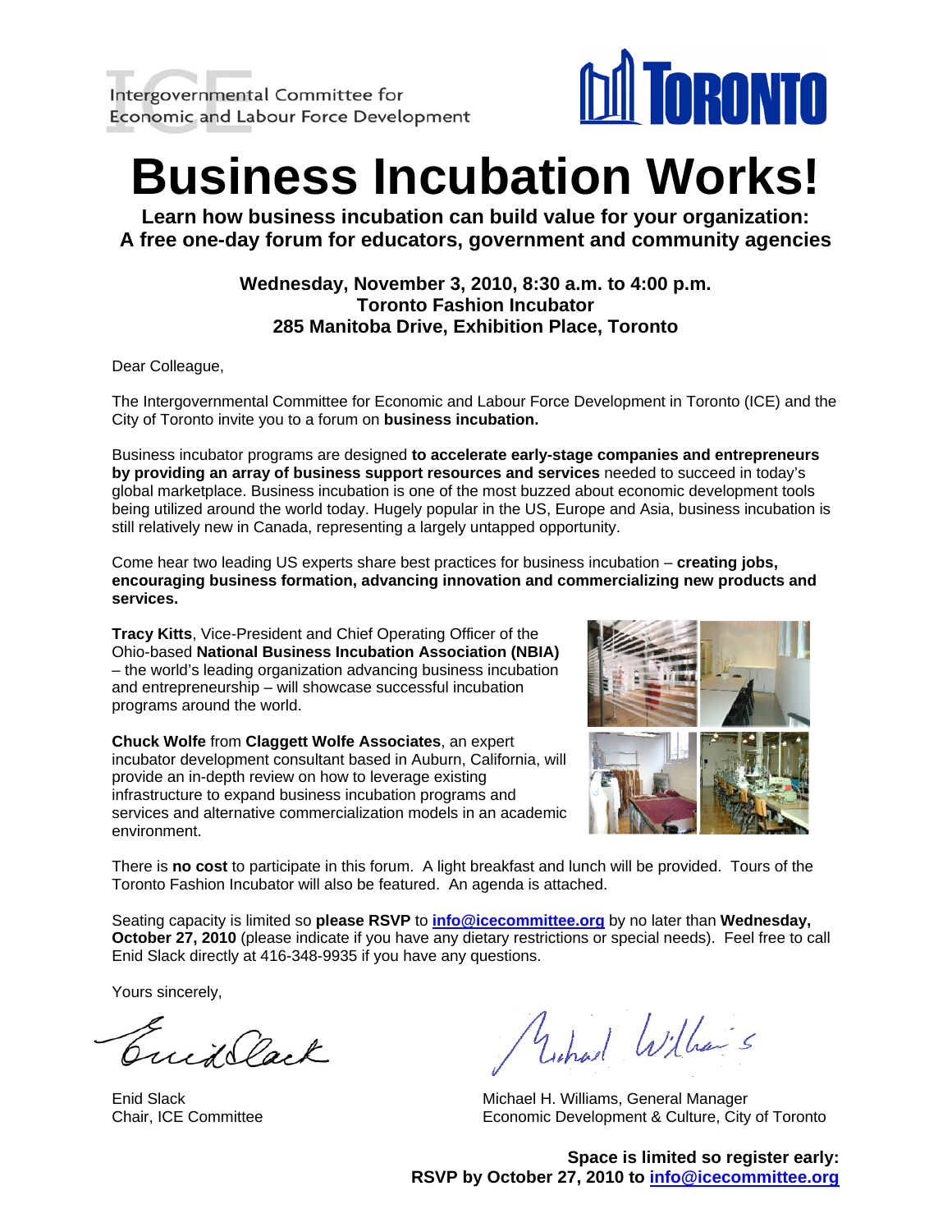Intergovernmental Committee for Economic and Labour Force Development

TORONTO

# Business Incubation Works!

**Learn how business incubation can build value for your organization:**
**A free one-day forum for educators, government and community agencies**

**Wednesday, November 3, 2010, 8:30 a.m. to 4:00 p.m.**
**Toronto Fashion Incubator**
**285 Manitoba Drive, Exhibition Place, Toronto**

Dear Colleague,

The Intergovernmental Committee for Economic and Labour Force Development in Toronto (ICE) and the City of Toronto invite you to a forum on **business incubation.**

Business incubator programs are designed **to accelerate early-stage companies and entrepreneurs by providing an array of business support resources and services** needed to succeed in today's global marketplace. Business incubation is one of the most buzzed about economic development tools being utilized around the world today. Hugely popular in the US, Europe and Asia, business incubation is still relatively new in Canada, representing a largely untapped opportunity.

Come hear two leading US experts share best practices for business incubation – **creating jobs, encouraging business formation, advancing innovation and commercializing new products and services.**

**Tracy Kitts**, Vice-President and Chief Operating Officer of the Ohio-based **National Business Incubation Association (NBIA)** – the world's leading organization advancing business incubation and entrepreneurship – will showcase successful incubation programs around the world.

**Chuck Wolfe** from **Claggett Wolfe Associates**, an expert incubator development consultant based in Auburn, California, will provide an in-depth review on how to leverage existing infrastructure to expand business incubation programs and services and alternative commercialization models in an academic environment.

There is **no cost** to participate in this forum. A light breakfast and lunch will be provided. Tours of the Toronto Fashion Incubator will also be featured. An agenda is attached.

Seating capacity is limited so **please RSVP** to **info@icecommittee.org** by no later than **Wednesday, October 27, 2010** (please indicate if you have any dietary restrictions or special needs). Feel free to call Enid Slack directly at 416-348-9935 if you have any questions.

Yours sincerely,

Enid Slack
Chair, ICE Committee

Michael H. Williams, General Manager
Economic Development & Culture, City of Toronto

**Space is limited so register early:**
**RSVP by October 27, 2010 to info@icecommittee.org**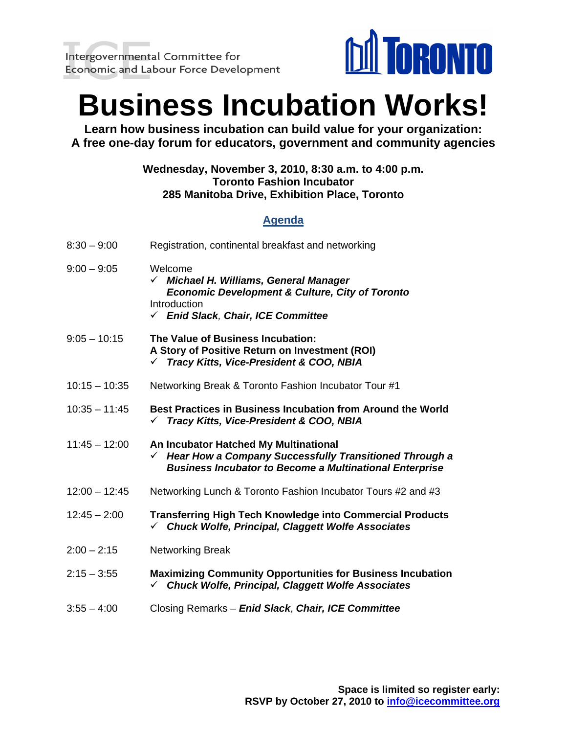Intergovernmental Committee for
Economic and Labour Force Development

TORONTO

# Business Incubation Works!

**Learn how business incubation can build value for your organization:**
**A free one-day forum for educators, government and community agencies**

**Wednesday, November 3, 2010, 8:30 a.m. to 4:00 p.m.**
**Toronto Fashion Incubator**
**285 Manitoba Drive, Exhibition Place, Toronto**

## Agenda

| Time | Session |
|---|---|
| 8:30 – 9:00 | Registration, continental breakfast and networking |
| 9:00 – 9:05 | Welcome<br>✓ ***Michael H. Williams, General Manager Economic Development & Culture, City of Toronto***<br>Introduction<br>✓ ***Enid Slack, Chair, ICE Committee*** |
| 9:05 – 10:15 | **The Value of Business Incubation: A Story of Positive Return on Investment (ROI)**<br>✓ ***Tracy Kitts, Vice-President & COO, NBIA*** |
| 10:15 – 10:35 | Networking Break & Toronto Fashion Incubator Tour #1 |
| 10:35 – 11:45 | **Best Practices in Business Incubation from Around the World**<br>✓ ***Tracy Kitts, Vice-President & COO, NBIA*** |
| 11:45 – 12:00 | **An Incubator Hatched My Multinational**<br>✓ ***Hear How a Company Successfully Transitioned Through a Business Incubator to Become a Multinational Enterprise*** |
| 12:00 – 12:45 | Networking Lunch & Toronto Fashion Incubator Tours #2 and #3 |
| 12:45 – 2:00 | **Transferring High Tech Knowledge into Commercial Products**<br>✓ ***Chuck Wolfe, Principal, Claggett Wolfe Associates*** |
| 2:00 – 2:15 | Networking Break |
| 2:15 – 3:55 | **Maximizing Community Opportunities for Business Incubation**<br>✓ ***Chuck Wolfe, Principal, Claggett Wolfe Associates*** |
| 3:55 – 4:00 | Closing Remarks – ***Enid Slack, Chair, ICE Committee*** |

**Space is limited so register early:**
**RSVP by October 27, 2010 to info@icecommittee.org**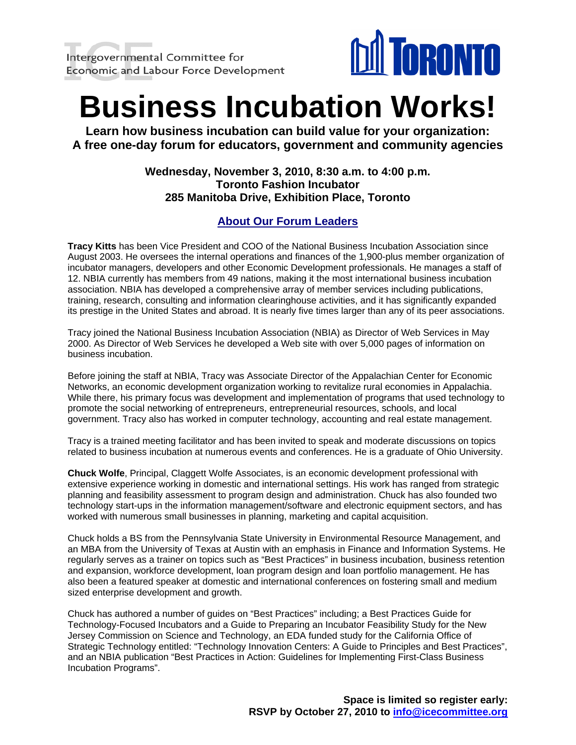Intergovernmental Committee for Economic and Labour Force Development

TORONTO

# Business Incubation Works!

**Learn how business incubation can build value for your organization:**
**A free one-day forum for educators, government and community agencies**

**Wednesday, November 3, 2010, 8:30 a.m. to 4:00 p.m.**
**Toronto Fashion Incubator**
**285 Manitoba Drive, Exhibition Place, Toronto**

## About Our Forum Leaders

**Tracy Kitts** has been Vice President and COO of the National Business Incubation Association since August 2003. He oversees the internal operations and finances of the 1,900-plus member organization of incubator managers, developers and other Economic Development professionals. He manages a staff of 12. NBIA currently has members from 49 nations, making it the most international business incubation association. NBIA has developed a comprehensive array of member services including publications, training, research, consulting and information clearinghouse activities, and it has significantly expanded its prestige in the United States and abroad. It is nearly five times larger than any of its peer associations.

Tracy joined the National Business Incubation Association (NBIA) as Director of Web Services in May 2000. As Director of Web Services he developed a Web site with over 5,000 pages of information on business incubation.

Before joining the staff at NBIA, Tracy was Associate Director of the Appalachian Center for Economic Networks, an economic development organization working to revitalize rural economies in Appalachia. While there, his primary focus was development and implementation of programs that used technology to promote the social networking of entrepreneurs, entrepreneurial resources, schools, and local government. Tracy also has worked in computer technology, accounting and real estate management.

Tracy is a trained meeting facilitator and has been invited to speak and moderate discussions on topics related to business incubation at numerous events and conferences. He is a graduate of Ohio University.

**Chuck Wolfe**, Principal, Claggett Wolfe Associates, is an economic development professional with extensive experience working in domestic and international settings. His work has ranged from strategic planning and feasibility assessment to program design and administration. Chuck has also founded two technology start-ups in the information management/software and electronic equipment sectors, and has worked with numerous small businesses in planning, marketing and capital acquisition.

Chuck holds a BS from the Pennsylvania State University in Environmental Resource Management, and an MBA from the University of Texas at Austin with an emphasis in Finance and Information Systems. He regularly serves as a trainer on topics such as "Best Practices" in business incubation, business retention and expansion, workforce development, loan program design and loan portfolio management. He has also been a featured speaker at domestic and international conferences on fostering small and medium sized enterprise development and growth.

Chuck has authored a number of guides on "Best Practices" including; a Best Practices Guide for Technology-Focused Incubators and a Guide to Preparing an Incubator Feasibility Study for the New Jersey Commission on Science and Technology, an EDA funded study for the California Office of Strategic Technology entitled: "Technology Innovation Centers: A Guide to Principles and Best Practices", and an NBIA publication "Best Practices in Action: Guidelines for Implementing First-Class Business Incubation Programs".

**Space is limited so register early:**
**RSVP by October 27, 2010 to info@icecommittee.org**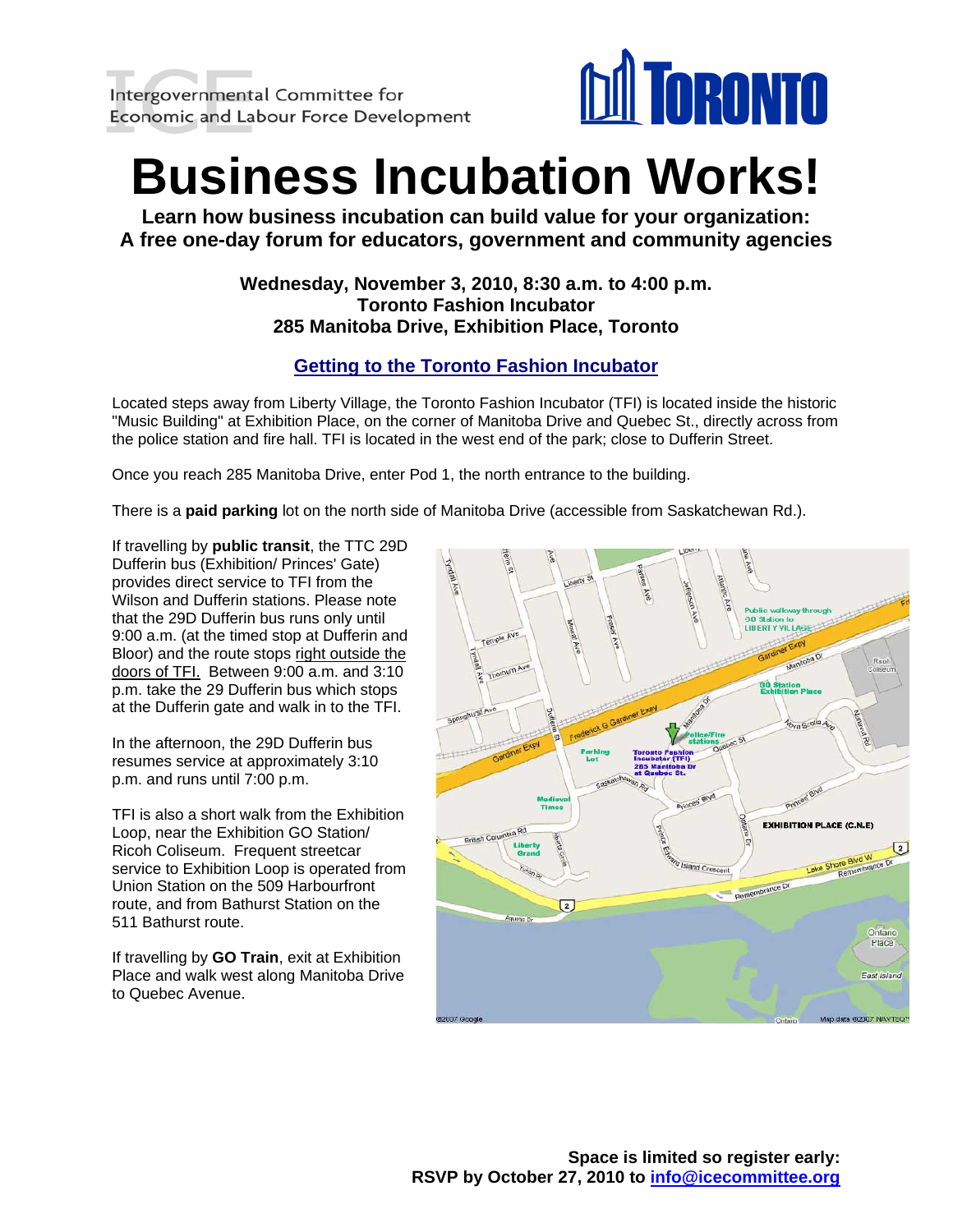Intergovernmental Committee for Economic and Labour Force Development

TORONTO

# Business Incubation Works!

**Learn how business incubation can build value for your organization:**
**A free one-day forum for educators, government and community agencies**

**Wednesday, November 3, 2010, 8:30 a.m. to 4:00 p.m.**
**Toronto Fashion Incubator**
**285 Manitoba Drive, Exhibition Place, Toronto**

## Getting to the Toronto Fashion Incubator

Located steps away from Liberty Village, the Toronto Fashion Incubator (TFI) is located inside the historic "Music Building" at Exhibition Place, on the corner of Manitoba Drive and Quebec St., directly across from the police station and fire hall. TFI is located in the west end of the park; close to Dufferin Street.

Once you reach 285 Manitoba Drive, enter Pod 1, the north entrance to the building.

There is a **paid parking** lot on the north side of Manitoba Drive (accessible from Saskatchewan Rd.).

If travelling by **public transit**, the TTC 29D Dufferin bus (Exhibition/ Princes' Gate) provides direct service to TFI from the Wilson and Dufferin stations. Please note that the 29D Dufferin bus runs only until 9:00 a.m. (at the timed stop at Dufferin and Bloor) and the route stops right outside the doors of TFI. Between 9:00 a.m. and 3:10 p.m. take the 29 Dufferin bus which stops at the Dufferin gate and walk in to the TFI.

In the afternoon, the 29D Dufferin bus resumes service at approximately 3:10 p.m. and runs until 7:00 p.m.

TFI is also a short walk from the Exhibition Loop, near the Exhibition GO Station/ Ricoh Coliseum. Frequent streetcar service to Exhibition Loop is operated from Union Station on the 509 Harbourfront route, and from Bathurst Station on the 511 Bathurst route.

If travelling by **GO Train**, exit at Exhibition Place and walk west along Manitoba Drive to Quebec Avenue.

**Space is limited so register early:**
**RSVP by October 27, 2010 to info@icecommittee.org**